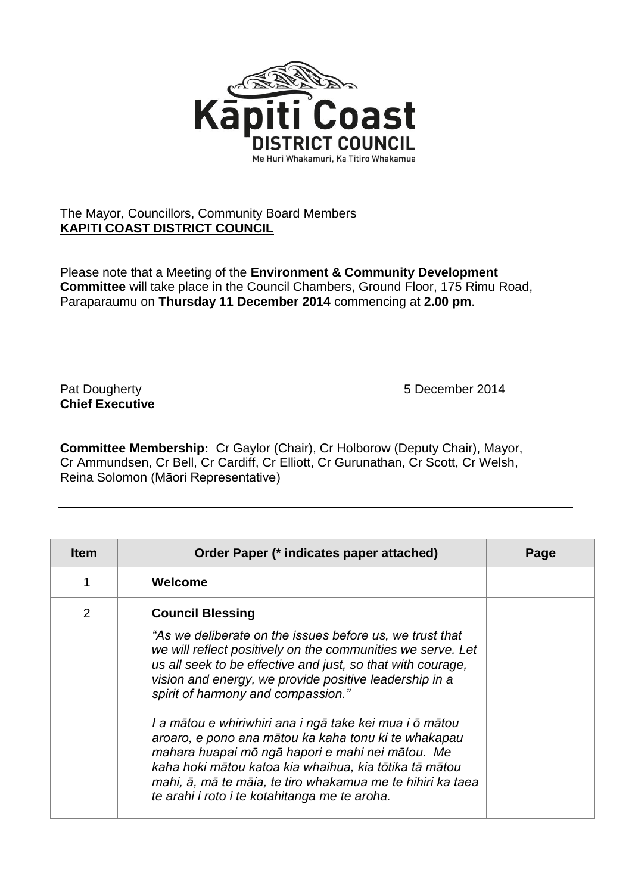**Kāpiti Coast**
**DISTRICT COUNCIL**
Me Huri Whakamuri, Ka Titiro Whakamua

The Mayor, Councillors, Community Board Members
**KAPITI COAST DISTRICT COUNCIL**

Please note that a Meeting of the **Environment & Community Development Committee** will take place in the Council Chambers, Ground Floor, 175 Rimu Road, Paraparaumu on **Thursday 11 December 2014** commencing at **2.00 pm**.

Pat Dougherty
**Chief Executive**

5 December 2014

**Committee Membership:** Cr Gaylor (Chair), Cr Holborow (Deputy Chair), Mayor, Cr Ammundsen, Cr Bell, Cr Cardiff, Cr Elliott, Cr Gurunathan, Cr Scott, Cr Welsh, Reina Solomon (Māori Representative)

| Item | Order Paper (* indicates paper attached) | Page |
|---|---|---|
| 1 | **Welcome** | |
| 2 | **Council Blessing**<br><br>*"As we deliberate on the issues before us, we trust that we will reflect positively on the communities we serve. Let us all seek to be effective and just, so that with courage, vision and energy, we provide positive leadership in a spirit of harmony and compassion."*<br><br>*I a mātou e whiriwhiri ana i ngā take kei mua i ō mātou aroaro, e pono ana mātou ka kaha tonu ki te whakapau mahara huapai mō ngā hapori e mahi nei mātou. Me kaha hoki mātou katoa kia whaihua, kia tōtika tā mātou mahi, ā, mā te māia, te tiro whakamua me te hihiri ka taea te arahi i roto i te kotahitanga me te aroha.* | |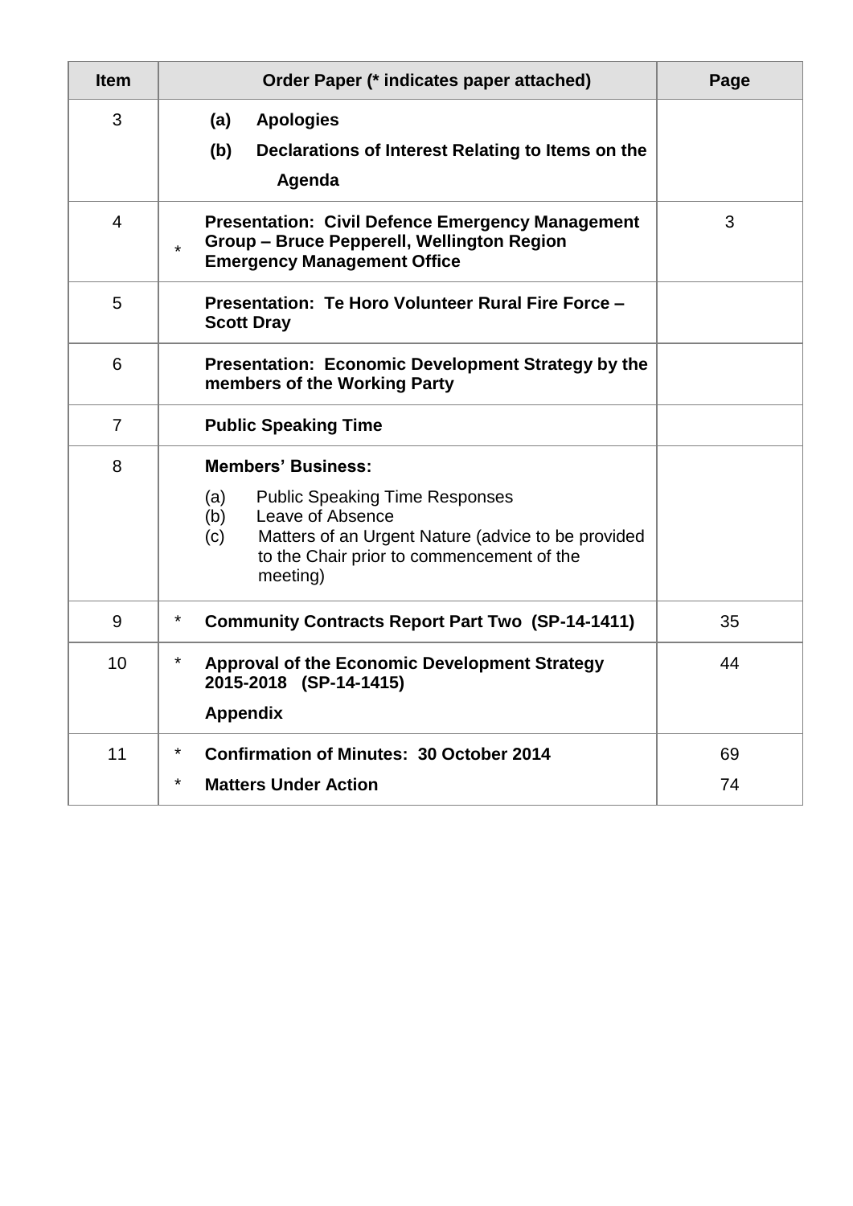| Item | Order Paper (* indicates paper attached) | Page |
|---|---|---|
| 3 | **(a) Apologies**<br>**(b) Declarations of Interest Relating to Items on the Agenda** | |
| 4 | * **Presentation: Civil Defence Emergency Management Group – Bruce Pepperell, Wellington Region Emergency Management Office** | 3 |
| 5 | **Presentation: Te Horo Volunteer Rural Fire Force – Scott Dray** | |
| 6 | **Presentation: Economic Development Strategy by the members of the Working Party** | |
| 7 | **Public Speaking Time** | |
| 8 | **Members' Business:**<br>(a) Public Speaking Time Responses<br>(b) Leave of Absence<br>(c) Matters of an Urgent Nature (advice to be provided to the Chair prior to commencement of the meeting) | |
| 9 | * **Community Contracts Report Part Two (SP-14-1411)** | 35 |
| 10 | * **Approval of the Economic Development Strategy 2015-2018 (SP-14-1415)**<br>**Appendix** | 44 |
| 11 | * **Confirmation of Minutes: 30 October 2014**<br>* **Matters Under Action** | 69<br>74 |